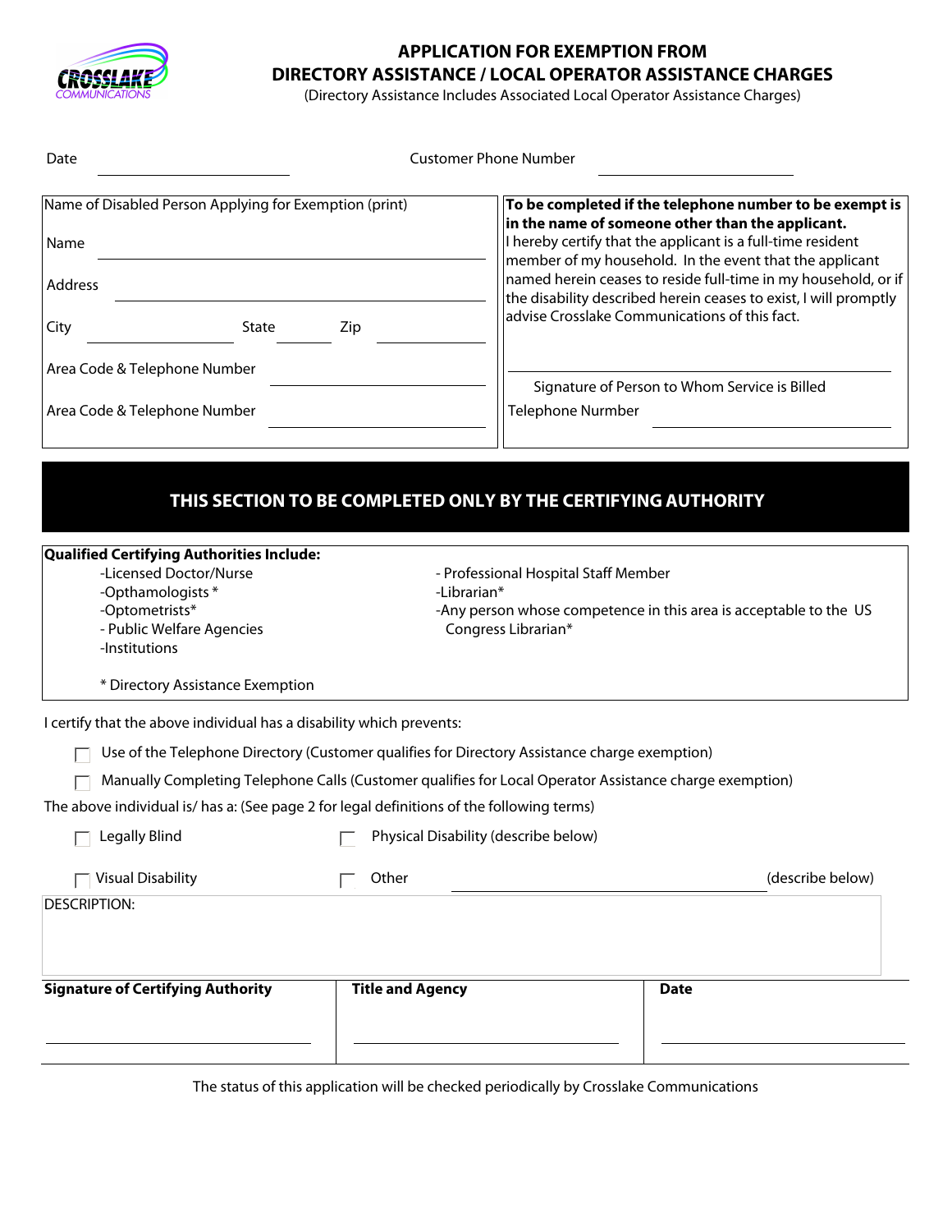CROSSLAKE COMMUNICATIONS

# APPLICATION FOR EXEMPTION FROM DIRECTORY ASSISTANCE / LOCAL OPERATOR ASSISTANCE CHARGES

(Directory Assistance Includes Associated Local Operator Assistance Charges)

Date ____________________ Customer Phone Number ____________________

| Name of Disabled Person Applying for Exemption (print) | **To be completed if the telephone number to be exempt is in the name of someone other than the applicant.** |
|---|---|
| Name ____________________ | I hereby certify that the applicant is a full-time resident member of my household. In the event that the applicant named herein ceases to reside full-time in my household, or if the disability described herein ceases to exist, I will promptly advise Crosslake Communications of this fact. |
| Address ____________________ | |
| City __________ State ______ Zip __________ | ____________________ |
| Area Code & Telephone Number ____________________ | Signature of Person to Whom Service is Billed |
| Area Code & Telephone Number ____________________ | Telephone Nurmber ____________________ |

## THIS SECTION TO BE COMPLETED ONLY BY THE CERTIFYING AUTHORITY

**Qualified Certifying Authorities Include:**

- -Licensed Doctor/Nurse
- -Opthamologists *
- -Optometrists*
- - Public Welfare Agencies
- -Institutions
- - Professional Hospital Staff Member
- -Librarian*
- -Any person whose competence in this area is acceptable to the US Congress Librarian*

\* Directory Assistance Exemption

I certify that the above individual has a disability which prevents:

- ☐ Use of the Telephone Directory (Customer qualifies for Directory Assistance charge exemption)
- ☐ Manually Completing Telephone Calls (Customer qualifies for Local Operator Assistance charge exemption)

The above individual is/ has a: (See page 2 for legal definitions of the following terms)

- ☐ Legally Blind
- ☐ Physical Disability (describe below)
- ☐ Visual Disability
- ☐ Other ____________________ (describe below)

DESCRIPTION:

| **Signature of Certifying Authority** | **Title and Agency** | **Date** |
|---|---|---|
| ____________________ | ____________________ | ____________________ |

The status of this application will be checked periodically by Crosslake Communications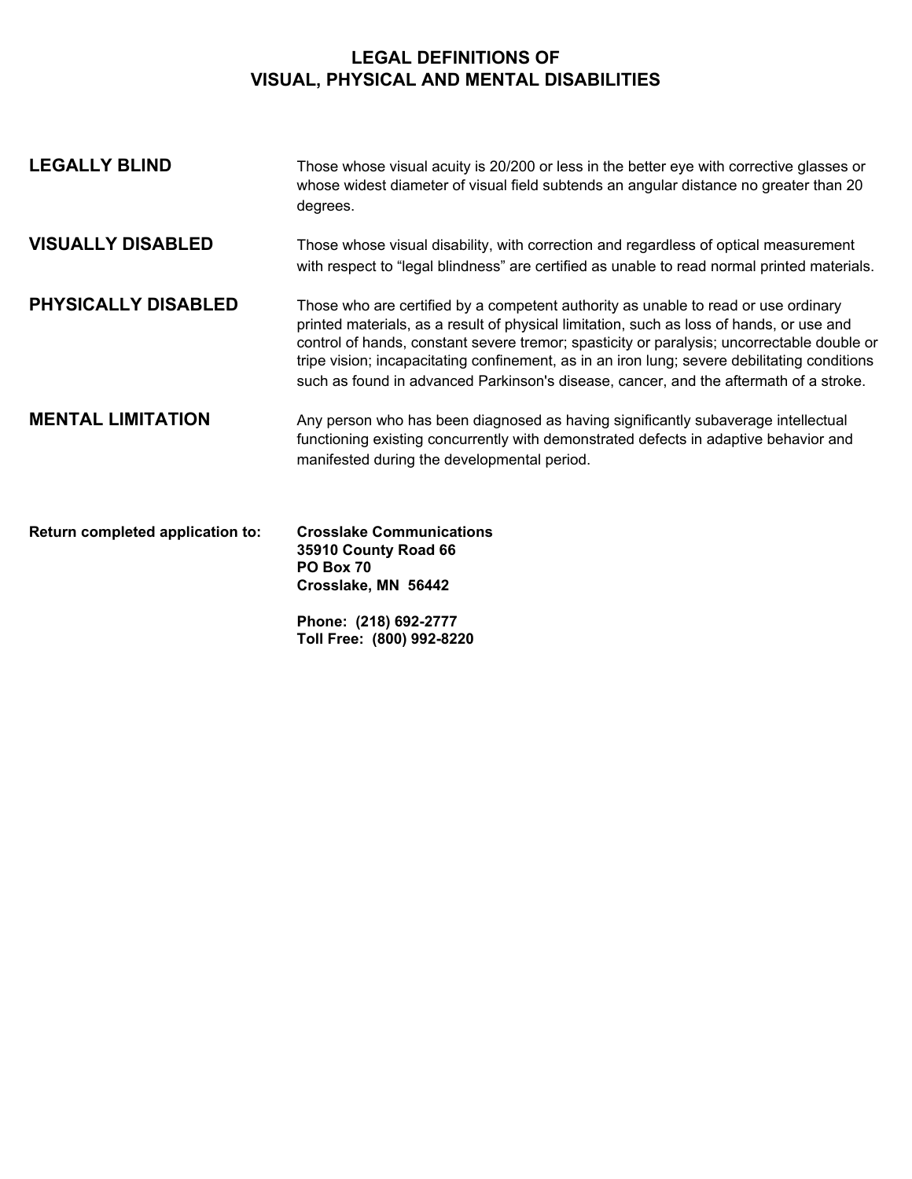# LEGAL DEFINITIONS OF VISUAL, PHYSICAL AND MENTAL DISABILITIES

**LEGALLY BLIND**

Those whose visual acuity is 20/200 or less in the better eye with corrective glasses or whose widest diameter of visual field subtends an angular distance no greater than 20 degrees.

**VISUALLY DISABLED**

Those whose visual disability, with correction and regardless of optical measurement with respect to "legal blindness" are certified as unable to read normal printed materials.

**PHYSICALLY DISABLED**

Those who are certified by a competent authority as unable to read or use ordinary printed materials, as a result of physical limitation, such as loss of hands, or use and control of hands, constant severe tremor; spasticity or paralysis; uncorrectable double or tripe vision; incapacitating confinement, as in an iron lung; severe debilitating conditions such as found in advanced Parkinson's disease, cancer, and the aftermath of a stroke.

**MENTAL LIMITATION**

Any person who has been diagnosed as having significantly subaverage intellectual functioning existing concurrently with demonstrated defects in adaptive behavior and manifested during the developmental period.

**Return completed application to:**

**Crosslake Communications**
**35910 County Road 66**
**PO Box 70**
**Crosslake, MN 56442**

**Phone: (218) 692-2777**
**Toll Free: (800) 992-8220**